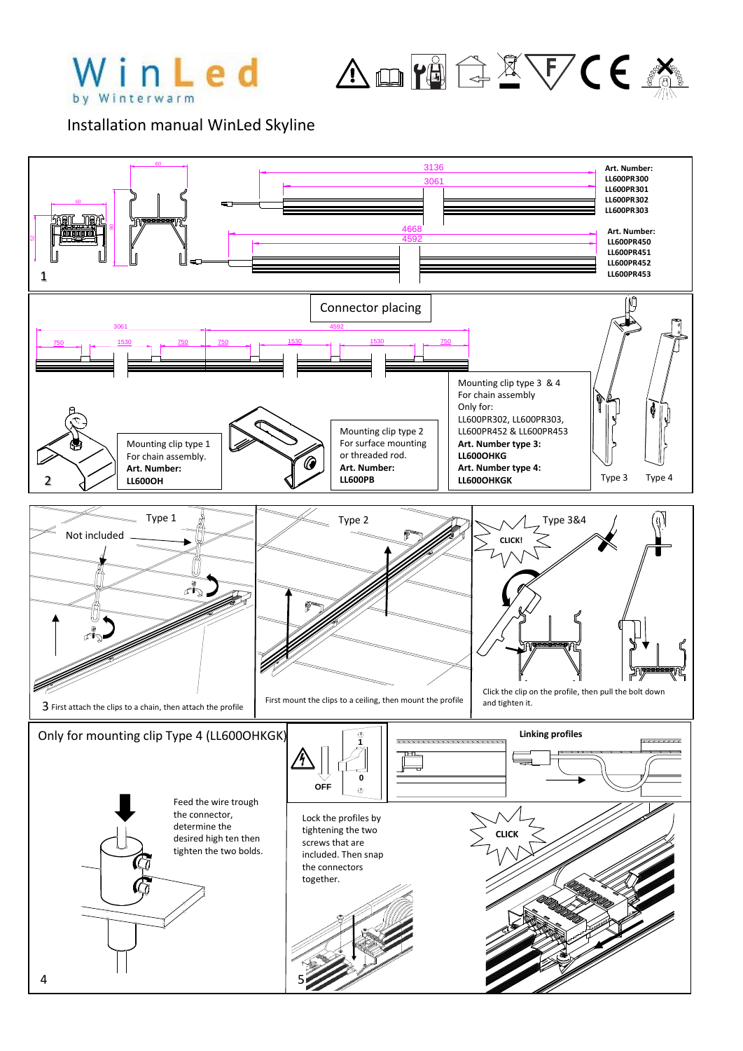WinLed by Winterwarm

# Installation manual WinLed Skyline

## 1

3136
3061

**Art. Number:**
**LL600PR300**
**LL600PR301**
**LL600PR302**
**LL600PR303**

4668
4592

**Art. Number:**
**LL600PR450**
**LL600PR451**
**LL600PR452**
**LL600PR453**

## 2

Connector placing

3061 | 4592
750 | 1530 | 750 | 750 | 1530 | 1530 | 750

Mounting clip type 1
For chain assembly.
**Art. Number:**
**LL600OH**

Mounting clip type 2
For surface mounting or threaded rod.
**Art. Number:**
**LL600PB**

Mounting clip type 3 & 4
For chain assembly
Only for:
LL600PR302, LL600PR303, LL600PR452 & LL600PR453
**Art. Number type 3:**
**LL600OHKG**
**Art. Number type 4:**
**LL600OHKGK**

Type 3 | Type 4

## 3

Type 1
Not included

First attach the clips to a chain, then attach the profile

Type 2

First mount the clips to a ceiling, then mount the profile

Type 3&4
CLICK!

Click the clip on the profile, then pull the bolt down and tighten it.

## 4

Only for mounting clip Type 4 (LL600OHKGK)

Feed the wire trough the connector, determine the desired high ten then tighten the two bolds.

## 5

OFF

**Linking profiles**

Lock the profiles by tightening the two screws that are included. Then snap the connectors together.

CLICK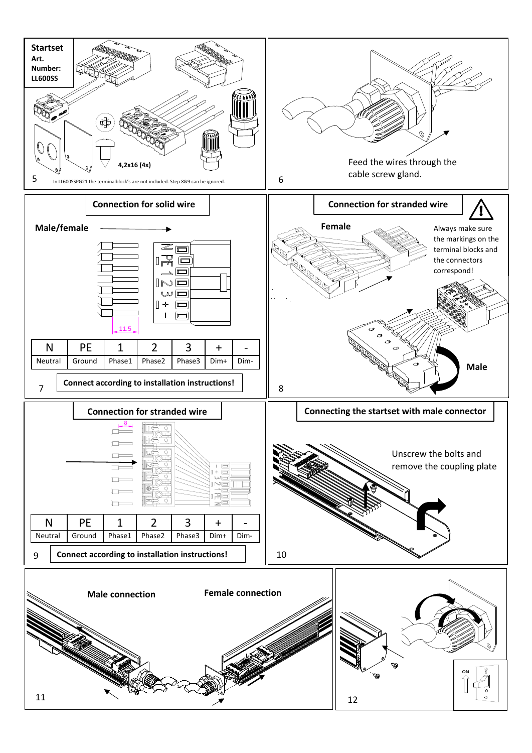**Startset**
**Art. Number: LL600SS**

4,2x16 (4x)

5

In LL600SSPG21 the terminalblock's are not included. Step 8&9 can be ignored.

6

Feed the wires through the cable screw gland.

**Connection for solid wire**

**Male/female**

11.5

| N | PE | 1 | 2 | 3 | + | - |
|---|---|---|---|---|---|---|
| Neutral | Ground | Phase1 | Phase2 | Phase3 | Dim+ | Dim- |

**Connect according to installation instructions!**

7

**Connection for stranded wire**

**Female**

Always make sure the markings on the terminal blocks and the connectors correspond!

**Male**

8

**Connection for stranded wire**

8

| N | PE | 1 | 2 | 3 | + | - |
|---|---|---|---|---|---|---|
| Neutral | Ground | Phase1 | Phase2 | Phase3 | Dim+ | Dim- |

**Connect according to installation instructions!**

9

**Connecting the startset with male connector**

Unscrew the bolts and remove the coupling plate

10

**Male connection** **Female connection**

11

ON
1
0

12